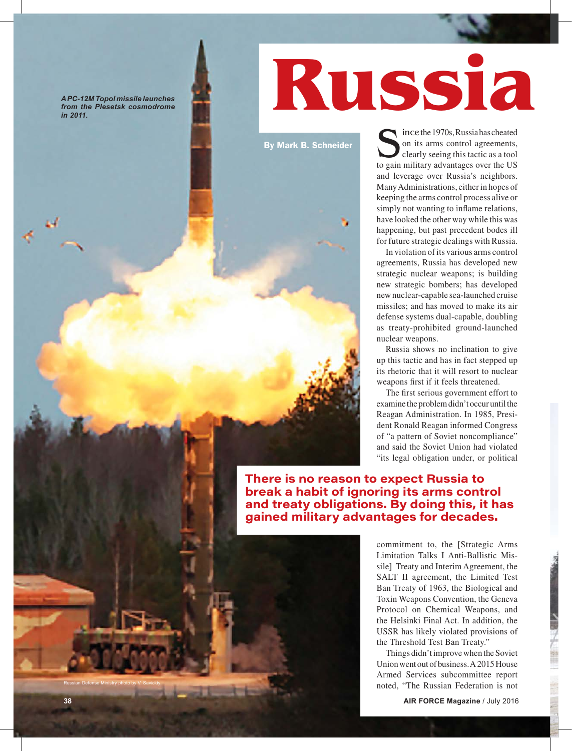# Russia

By Mark B. Schneider

*A PC-12M Topol missile launches from the Plesetsk cosmodrome in 2011.*

Russian Defense Ministry photo by V. Savickiy

Since the 1970s, Russia has cheated on its arms control agreements, clearly seeing this tactic as a tool to gain military advantages over the US and leverage over Russia's neighbors. Many Administrations, either in hopes of keeping the arms control process alive or simply not wanting to inflame relations, have looked the other way while this was happening, but past precedent bodes ill for future strategic dealings with Russia.

In violation of its various arms control agreements, Russia has developed new strategic nuclear weapons; is building new strategic bombers; has developed new nuclear-capable sea-launched cruise missiles; and has moved to make its air defense systems dual-capable, doubling as treaty-prohibited ground-launched nuclear weapons.

Russia shows no inclination to give up this tactic and has in fact stepped up its rhetoric that it will resort to nuclear weapons first if it feels threatened.

The first serious government effort to examine the problem didn't occur until the Reagan Administration. In 1985, President Ronald Reagan informed Congress of "a pattern of Soviet noncompliance" and said the Soviet Union had violated "its legal obligation under, or political commitment to, the [Strategic Arms Limitation Talks I Anti-Ballistic Missile] Treaty and Interim Agreement, the SALT II agreement, the Limited Test Ban Treaty of 1963, the Biological and Toxin Weapons Convention, the Geneva Protocol on Chemical Weapons, and the Helsinki Final Act. In addition, the USSR has likely violated provisions of the Threshold Test Ban Treaty."

**There is no reason to expect Russia to break a habit of ignoring its arms control and treaty obligations. By doing this, it has gained military advantages for decades.**

Things didn't improve when the Soviet Union went out of business. A 2015 House Armed Services subcommittee report noted, "The Russian Federation is not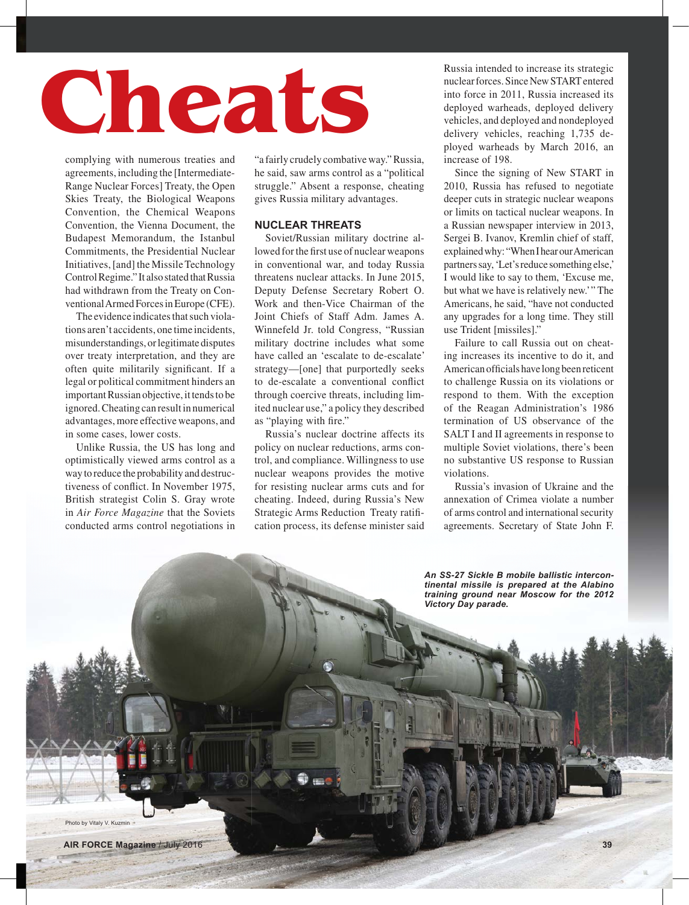# Cheats

complying with numerous treaties and agreements, including the [Intermediate-Range Nuclear Forces] Treaty, the Open Skies Treaty, the Biological Weapons Convention, the Chemical Weapons Convention, the Vienna Document, the Budapest Memorandum, the Istanbul Commitments, the Presidential Nuclear Initiatives, [and] the Missile Technology Control Regime." It also stated that Russia had withdrawn from the Treaty on Conventional Armed Forces in Europe (CFE).

The evidence indicates that such violations aren't accidents, one time incidents, misunderstandings, or legitimate disputes over treaty interpretation, and they are often quite militarily significant. If a legal or political commitment hinders an important Russian objective, it tends to be ignored. Cheating can result in numerical advantages, more effective weapons, and in some cases, lower costs.

Unlike Russia, the US has long and optimistically viewed arms control as a way to reduce the probability and destructiveness of conflict. In November 1975, British strategist Colin S. Gray wrote in *Air Force Magazine* that the Soviets conducted arms control negotiations in "a fairly crudely combative way." Russia, he said, saw arms control as a "political struggle." Absent a response, cheating gives Russia military advantages.

### NUCLEAR THREATS

Soviet/Russian military doctrine allowed for the first use of nuclear weapons in conventional war, and today Russia threatens nuclear attacks. In June 2015, Deputy Defense Secretary Robert O. Work and then-Vice Chairman of the Joint Chiefs of Staff Adm. James A. Winnefeld Jr. told Congress, "Russian military doctrine includes what some have called an 'escalate to de-escalate' strategy—[one] that purportedly seeks to de-escalate a conventional conflict through coercive threats, including limited nuclear use," a policy they described as "playing with fire."

Russia's nuclear doctrine affects its policy on nuclear reductions, arms control, and compliance. Willingness to use nuclear weapons provides the motive for resisting nuclear arms cuts and for cheating. Indeed, during Russia's New Strategic Arms Reduction Treaty ratification process, its defense minister said Russia intended to increase its strategic nuclear forces. Since New START entered into force in 2011, Russia increased its deployed warheads, deployed delivery vehicles, and deployed and nondeployed delivery vehicles, reaching 1,735 deployed warheads by March 2016, an increase of 198.

Since the signing of New START in 2010, Russia has refused to negotiate deeper cuts in strategic nuclear weapons or limits on tactical nuclear weapons. In a Russian newspaper interview in 2013, Sergei B. Ivanov, Kremlin chief of staff, explained why: "When I hear our American partners say, 'Let's reduce something else,' I would like to say to them, 'Excuse me, but what we have is relatively new.'" The Americans, he said, "have not conducted any upgrades for a long time. They still use Trident [missiles]."

Failure to call Russia out on cheating increases its incentive to do it, and American officials have long been reticent to challenge Russia on its violations or respond to them. With the exception of the Reagan Administration's 1986 termination of US observance of the SALT I and II agreements in response to multiple Soviet violations, there's been no substantive US response to Russian violations.

Russia's invasion of Ukraine and the annexation of Crimea violate a number of arms control and international security agreements. Secretary of State John F.

***An SS-27 Sickle B mobile ballistic intercontinental missile is prepared at the Alabino training ground near Moscow for the 2012 Victory Day parade.***

Photo by Vitaly V. Kuzmin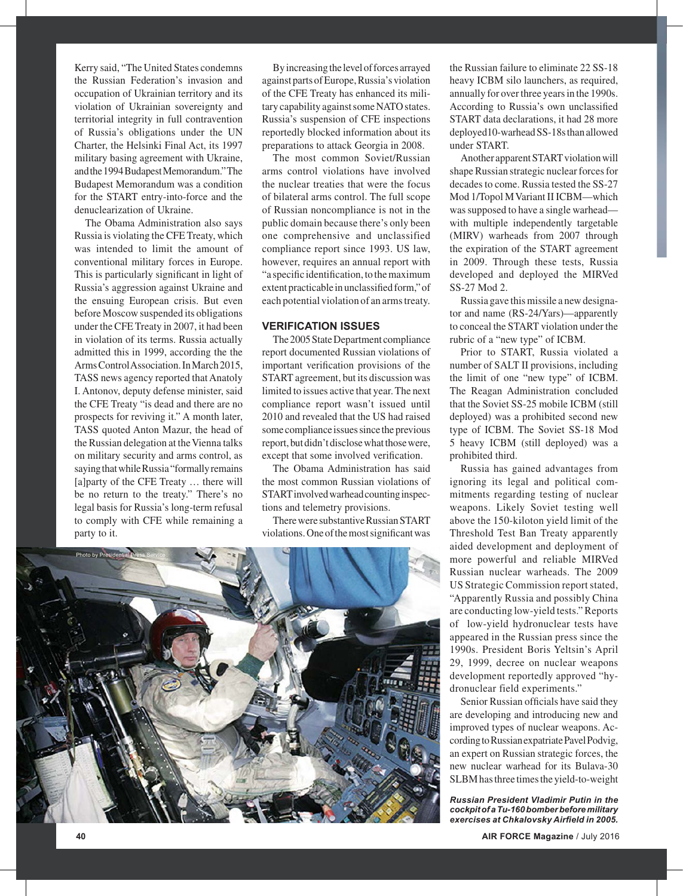Kerry said, "The United States condemns the Russian Federation's invasion and occupation of Ukrainian territory and its violation of Ukrainian sovereignty and territorial integrity in full contravention of Russia's obligations under the UN Charter, the Helsinki Final Act, its 1997 military basing agreement with Ukraine, and the 1994 Budapest Memorandum." The Budapest Memorandum was a condition for the START entry-into-force and the denuclearization of Ukraine.

The Obama Administration also says Russia is violating the CFE Treaty, which was intended to limit the amount of conventional military forces in Europe. This is particularly significant in light of Russia's aggression against Ukraine and the ensuing European crisis. But even before Moscow suspended its obligations under the CFE Treaty in 2007, it had been in violation of its terms. Russia actually admitted this in 1999, according the the Arms Control Association. In March 2015, TASS news agency reported that Anatoly I. Antonov, deputy defense minister, said the CFE Treaty "is dead and there are no prospects for reviving it." A month later, TASS quoted Anton Mazur, the head of the Russian delegation at the Vienna talks on military security and arms control, as saying that while Russia "formally remains [a]party of the CFE Treaty … there will be no return to the treaty." There's no legal basis for Russia's long-term refusal to comply with CFE while remaining a party to it.

By increasing the level of forces arrayed against parts of Europe, Russia's violation of the CFE Treaty has enhanced its military capability against some NATO states. Russia's suspension of CFE inspections reportedly blocked information about its preparations to attack Georgia in 2008.

The most common Soviet/Russian arms control violations have involved the nuclear treaties that were the focus of bilateral arms control. The full scope of Russian noncompliance is not in the public domain because there's only been one comprehensive and unclassified compliance report since 1993. US law, however, requires an annual report with "a specific identification, to the maximum extent practicable in unclassified form," of each potential violation of an arms treaty.

## VERIFICATION ISSUES

The 2005 State Department compliance report documented Russian violations of important verification provisions of the START agreement, but its discussion was limited to issues active that year. The next compliance report wasn't issued until 2010 and revealed that the US had raised some compliance issues since the previous report, but didn't disclose what those were, except that some involved verification.

The Obama Administration has said the most common Russian violations of START involved warhead counting inspections and telemetry provisions.

There were substantive Russian START violations. One of the most significant was the Russian failure to eliminate 22 SS-18 heavy ICBM silo launchers, as required, annually for over three years in the 1990s. According to Russia's own unclassified START data declarations, it had 28 more deployed10-warhead SS-18s than allowed under START.

Another apparent START violation will shape Russian strategic nuclear forces for decades to come. Russia tested the SS-27 Mod 1/Topol M Variant II ICBM—which was supposed to have a single warhead—with multiple independently targetable (MIRV) warheads from 2007 through the expiration of the START agreement in 2009. Through these tests, Russia developed and deployed the MIRVed SS-27 Mod 2.

Russia gave this missile a new designator and name (RS-24/Yars)—apparently to conceal the START violation under the rubric of a "new type" of ICBM.

Prior to START, Russia violated a number of SALT II provisions, including the limit of one "new type" of ICBM. The Reagan Administration concluded that the Soviet SS-25 mobile ICBM (still deployed) was a prohibited second new type of ICBM. The Soviet SS-18 Mod 5 heavy ICBM (still deployed) was a prohibited third.

Russia has gained advantages from ignoring its legal and political commitments regarding testing of nuclear weapons. Likely Soviet testing well above the 150-kiloton yield limit of the Threshold Test Ban Treaty apparently aided development and deployment of more powerful and reliable MIRVed Russian nuclear warheads. The 2009 US Strategic Commission report stated, "Apparently Russia and possibly China are conducting low-yield tests." Reports of low-yield hydronuclear tests have appeared in the Russian press since the 1990s. President Boris Yeltsin's April 29, 1999, decree on nuclear weapons development reportedly approved "hydronuclear field experiments."

Senior Russian officials have said they are developing and introducing new and improved types of nuclear weapons. According to Russian expatriate Pavel Podvig, an expert on Russian strategic forces, the new nuclear warhead for its Bulava-30 SLBM has three times the yield-to-weight

Photo by Presidential Press Service

***Russian President Vladimir Putin in the cockpit of a Tu-160 bomber before military exercises at Chkalovsky Airfield in 2005.***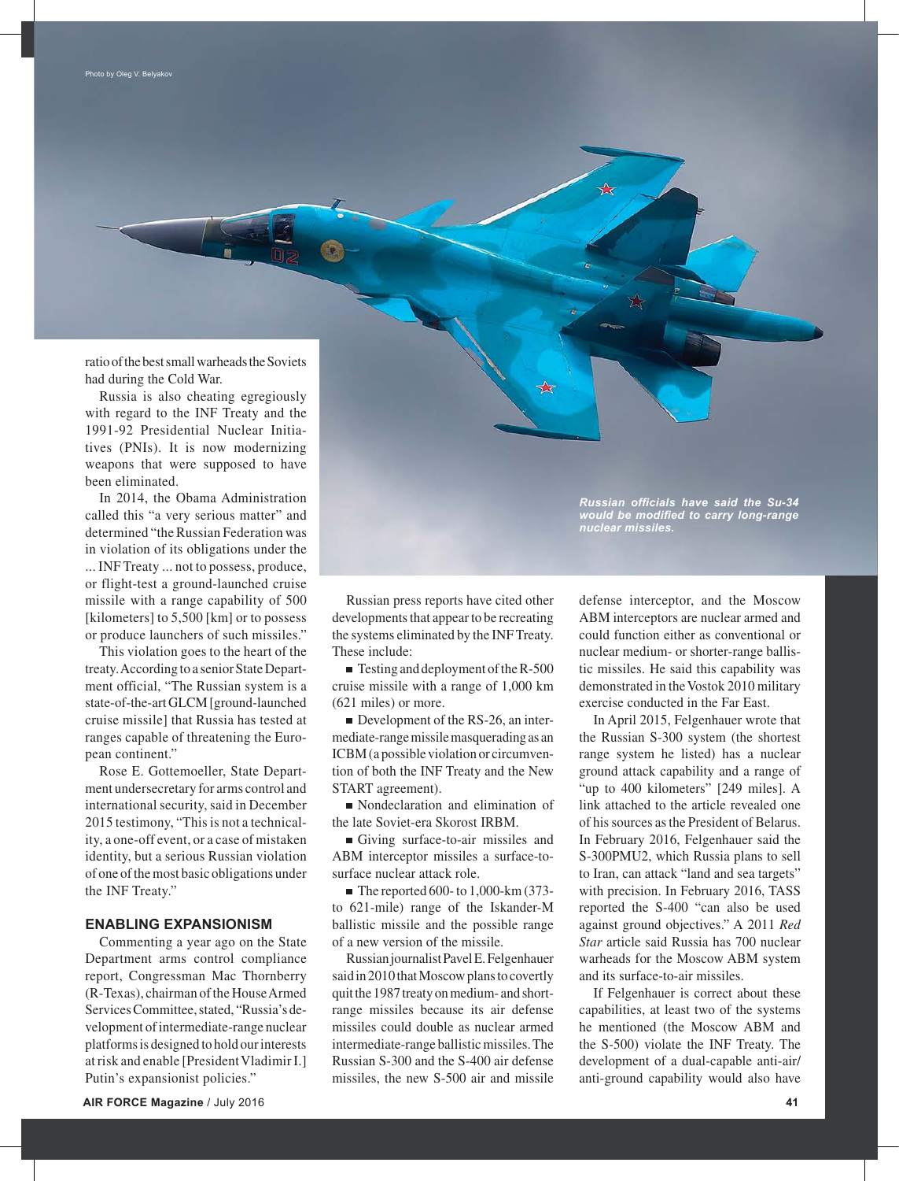Photo by Oleg V. Belyakov

*Russian officials have said the Su-34 would be modified to carry long-range nuclear missiles.*

ratio of the best small warheads the Soviets had during the Cold War.

Russia is also cheating egregiously with regard to the INF Treaty and the 1991-92 Presidential Nuclear Initiatives (PNIs). It is now modernizing weapons that were supposed to have been eliminated.

In 2014, the Obama Administration called this "a very serious matter" and determined "the Russian Federation was in violation of its obligations under the ... INF Treaty ... not to possess, produce, or flight-test a ground-launched cruise missile with a range capability of 500 [kilometers] to 5,500 [km] or to possess or produce launchers of such missiles."

This violation goes to the heart of the treaty. According to a senior State Department official, "The Russian system is a state-of-the-art GLCM [ground-launched cruise missile] that Russia has tested at ranges capable of threatening the European continent."

Rose E. Gottemoeller, State Department undersecretary for arms control and international security, said in December 2015 testimony, "This is not a technicality, a one-off event, or a case of mistaken identity, but a serious Russian violation of one of the most basic obligations under the INF Treaty."

## ENABLING EXPANSIONISM

Commenting a year ago on the State Department arms control compliance report, Congressman Mac Thornberry (R-Texas), chairman of the House Armed Services Committee, stated, "Russia's development of intermediate-range nuclear platforms is designed to hold our interests at risk and enable [President Vladimir I.] Putin's expansionist policies."

Russian press reports have cited other developments that appear to be recreating the systems eliminated by the INF Treaty. These include:

- Testing and deployment of the R-500 cruise missile with a range of 1,000 km (621 miles) or more.
- Development of the RS-26, an intermediate-range missile masquerading as an ICBM (a possible violation or circumvention of both the INF Treaty and the New START agreement).
- Nondeclaration and elimination of the late Soviet-era Skorost IRBM.
- Giving surface-to-air missiles and ABM interceptor missiles a surface-to-surface nuclear attack role.
- The reported 600- to 1,000-km (373- to 621-mile) range of the Iskander-M ballistic missile and the possible range of a new version of the missile.

Russian journalist Pavel E. Felgenhauer said in 2010 that Moscow plans to covertly quit the 1987 treaty on medium- and short-range missiles because its air defense missiles could double as nuclear armed intermediate-range ballistic missiles. The Russian S-300 and the S-400 air defense missiles, the new S-500 air and missile defense interceptor, and the Moscow ABM interceptors are nuclear armed and could function either as conventional or nuclear medium- or shorter-range ballistic missiles. He said this capability was demonstrated in the Vostok 2010 military exercise conducted in the Far East.

In April 2015, Felgenhauer wrote that the Russian S-300 system (the shortest range system he listed) has a nuclear ground attack capability and a range of "up to 400 kilometers" [249 miles]. A link attached to the article revealed one of his sources as the President of Belarus. In February 2016, Felgenhauer said the S-300PMU2, which Russia plans to sell to Iran, can attack "land and sea targets" with precision. In February 2016, TASS reported the S-400 "can also be used against ground objectives." A 2011 *Red Star* article said Russia has 700 nuclear warheads for the Moscow ABM system and its surface-to-air missiles.

If Felgenhauer is correct about these capabilities, at least two of the systems he mentioned (the Moscow ABM and the S-500) violate the INF Treaty. The development of a dual-capable anti-air/anti-ground capability would also have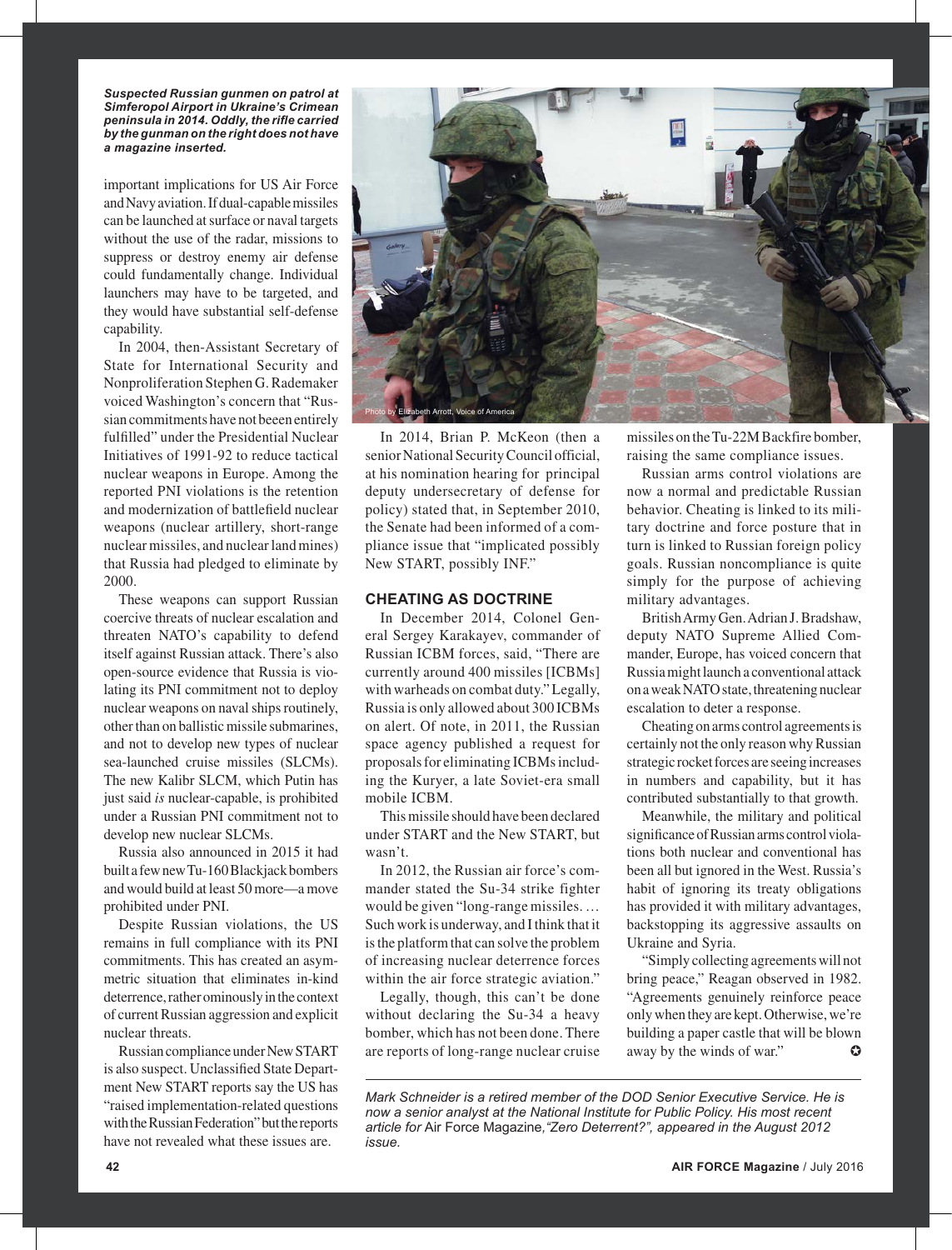***Suspected Russian gunmen on patrol at Simferopol Airport in Ukraine's Crimean peninsula in 2014. Oddly, the rifle carried by the gunman on the right does not have a magazine inserted.***

Photo by Elizabeth Arrott, Voice of America

important implications for US Air Force and Navy aviation. If dual-capable missiles can be launched at surface or naval targets without the use of the radar, missions to suppress or destroy enemy air defense could fundamentally change. Individual launchers may have to be targeted, and they would have substantial self-defense capability.

In 2004, then-Assistant Secretary of State for International Security and Nonproliferation Stephen G. Rademaker voiced Washington's concern that "Russian commitments have not beeen entirely fulfilled" under the Presidential Nuclear Initiatives of 1991-92 to reduce tactical nuclear weapons in Europe. Among the reported PNI violations is the retention and modernization of battlefield nuclear weapons (nuclear artillery, short-range nuclear missiles, and nuclear land mines) that Russia had pledged to eliminate by 2000.

These weapons can support Russian coercive threats of nuclear escalation and threaten NATO's capability to defend itself against Russian attack. There's also open-source evidence that Russia is violating its PNI commitment not to deploy nuclear weapons on naval ships routinely, other than on ballistic missile submarines, and not to develop new types of nuclear sea-launched cruise missiles (SLCMs). The new Kalibr SLCM, which Putin has just said *is* nuclear-capable, is prohibited under a Russian PNI commitment not to develop new nuclear SLCMs.

Russia also announced in 2015 it had built a few new Tu-160 Blackjack bombers and would build at least 50 more—a move prohibited under PNI.

Despite Russian violations, the US remains in full compliance with its PNI commitments. This has created an asymmetric situation that eliminates in-kind deterrence, rather ominously in the context of current Russian aggression and explicit nuclear threats.

Russian compliance under New START is also suspect. Unclassified State Department New START reports say the US has "raised implementation-related questions with the Russian Federation" but the reports have not revealed what these issues are.

In 2014, Brian P. McKeon (then a senior National Security Council official, at his nomination hearing for principal deputy undersecretary of defense for policy) stated that, in September 2010, the Senate had been informed of a compliance issue that "implicated possibly New START, possibly INF."

## CHEATING AS DOCTRINE

In December 2014, Colonel General Sergey Karakayev, commander of Russian ICBM forces, said, "There are currently around 400 missiles [ICBMs] with warheads on combat duty." Legally, Russia is only allowed about 300 ICBMs on alert. Of note, in 2011, the Russian space agency published a request for proposals for eliminating ICBMs including the Kuryer, a late Soviet-era small mobile ICBM.

This missile should have been declared under START and the New START, but wasn't.

In 2012, the Russian air force's commander stated the Su-34 strike fighter would be given "long-range missiles. … Such work is underway, and I think that it is the platform that can solve the problem of increasing nuclear deterrence forces within the air force strategic aviation."

Legally, though, this can't be done without declaring the Su-34 a heavy bomber, which has not been done. There are reports of long-range nuclear cruise missiles on the Tu-22M Backfire bomber, raising the same compliance issues.

Russian arms control violations are now a normal and predictable Russian behavior. Cheating is linked to its military doctrine and force posture that in turn is linked to Russian foreign policy goals. Russian noncompliance is quite simply for the purpose of achieving military advantages.

British Army Gen. Adrian J. Bradshaw, deputy NATO Supreme Allied Commander, Europe, has voiced concern that Russia might launch a conventional attack on a weak NATO state, threatening nuclear escalation to deter a response.

Cheating on arms control agreements is certainly not the only reason why Russian strategic rocket forces are seeing increases in numbers and capability, but it has contributed substantially to that growth.

Meanwhile, the military and political significance of Russian arms control violations both nuclear and conventional has been all but ignored in the West. Russia's habit of ignoring its treaty obligations has provided it with military advantages, backstopping its aggressive assaults on Ukraine and Syria.

"Simply collecting agreements will not bring peace," Reagan observed in 1982. "Agreements genuinely reinforce peace only when they are kept. Otherwise, we're building a paper castle that will be blown away by the winds of war." ✪

---

*Mark Schneider is a retired member of the DOD Senior Executive Service. He is now a senior analyst at the National Institute for Public Policy. His most recent article for* Air Force Magazine, *"Zero Deterrent?", appeared in the August 2012 issue.*